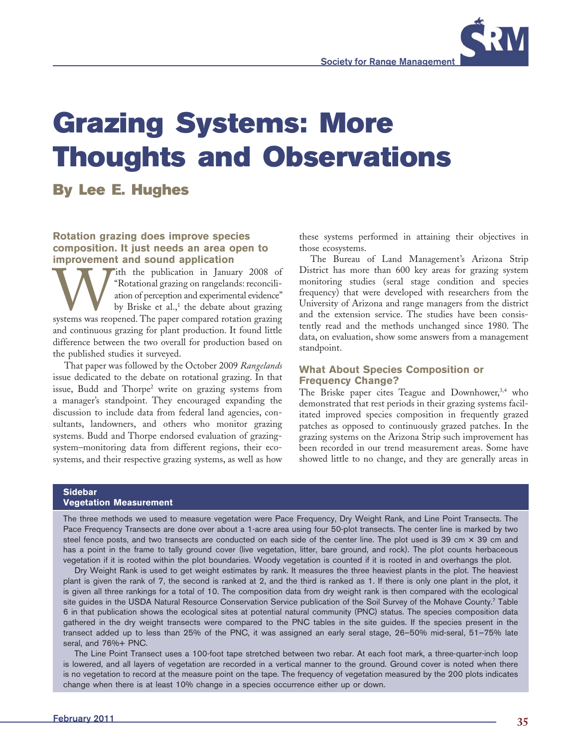# Grazing Systems: More Thoughts and Observations

## By Lee E. Hughes

### Rotation grazing does improve species composition. It just needs an area open to improvement and sound application

With the publication in January 2008 of "Rotational grazing on rangelands: reconciliation of perception and experimental evidence" by Briske et al.,[1] the debate about grazing systems was reopened. The paper compared rotation grazing and continuous grazing for plant production. It found little difference between the two overall for production based on the published studies it surveyed.

That paper was followed by the October 2009 *Rangelands* issue dedicated to the debate on rotational grazing. In that issue, Budd and Thorpe[2] write on grazing systems from a manager's standpoint. They encouraged expanding the discussion to include data from federal land agencies, consultants, landowners, and others who monitor grazing systems. Budd and Thorpe endorsed evaluation of grazing-system–monitoring data from different regions, their ecosystems, and their respective grazing systems, as well as how these systems performed in attaining their objectives in those ecosystems.

The Bureau of Land Management's Arizona Strip District has more than 600 key areas for grazing system monitoring studies (seral stage condition and species frequency) that were developed with researchers from the University of Arizona and range managers from the district and the extension service. The studies have been consistently read and the methods unchanged since 1980. The data, on evaluation, show some answers from a management standpoint.

### What About Species Composition or Frequency Change?

The Briske paper cites Teague and Downhower,[3,4] who demonstrated that rest periods in their grazing systems facilitated improved species composition in frequently grazed patches as opposed to continuously grazed patches. In the grazing systems on the Arizona Strip such improvement has been recorded in our trend measurement areas. Some have showed little to no change, and they are generally areas in

---

**Sidebar**
**Vegetation Measurement**

The three methods we used to measure vegetation were Pace Frequency, Dry Weight Rank, and Line Point Transects. The Pace Frequency Transects are done over about a 1-acre area using four 50-plot transects. The center line is marked by two steel fence posts, and two transects are conducted on each side of the center line. The plot used is 39 cm × 39 cm and has a point in the frame to tally ground cover (live vegetation, litter, bare ground, and rock). The plot counts herbaceous vegetation if it is rooted within the plot boundaries. Woody vegetation is counted if it is rooted in and overhangs the plot.

Dry Weight Rank is used to get weight estimates by rank. It measures the three heaviest plants in the plot. The heaviest plant is given the rank of 7, the second is ranked at 2, and the third is ranked as 1. If there is only one plant in the plot, it is given all three rankings for a total of 10. The composition data from dry weight rank is then compared with the ecological site guides in the USDA Natural Resource Conservation Service publication of the Soil Survey of the Mohave County.[7] Table 6 in that publication shows the ecological sites at potential natural community (PNC) status. The species composition data gathered in the dry weight transects were compared to the PNC tables in the site guides. If the species present in the transect added up to less than 25% of the PNC, it was assigned an early seral stage, 26–50% mid-seral, 51–75% late seral, and 76%+ PNC.

The Line Point Transect uses a 100-foot tape stretched between two rebar. At each foot mark, a three-quarter-inch loop is lowered, and all layers of vegetation are recorded in a vertical manner to the ground. Ground cover is noted when there is no vegetation to record at the measure point on the tape. The frequency of vegetation measured by the 200 plots indicates change when there is at least 10% change in a species occurrence either up or down.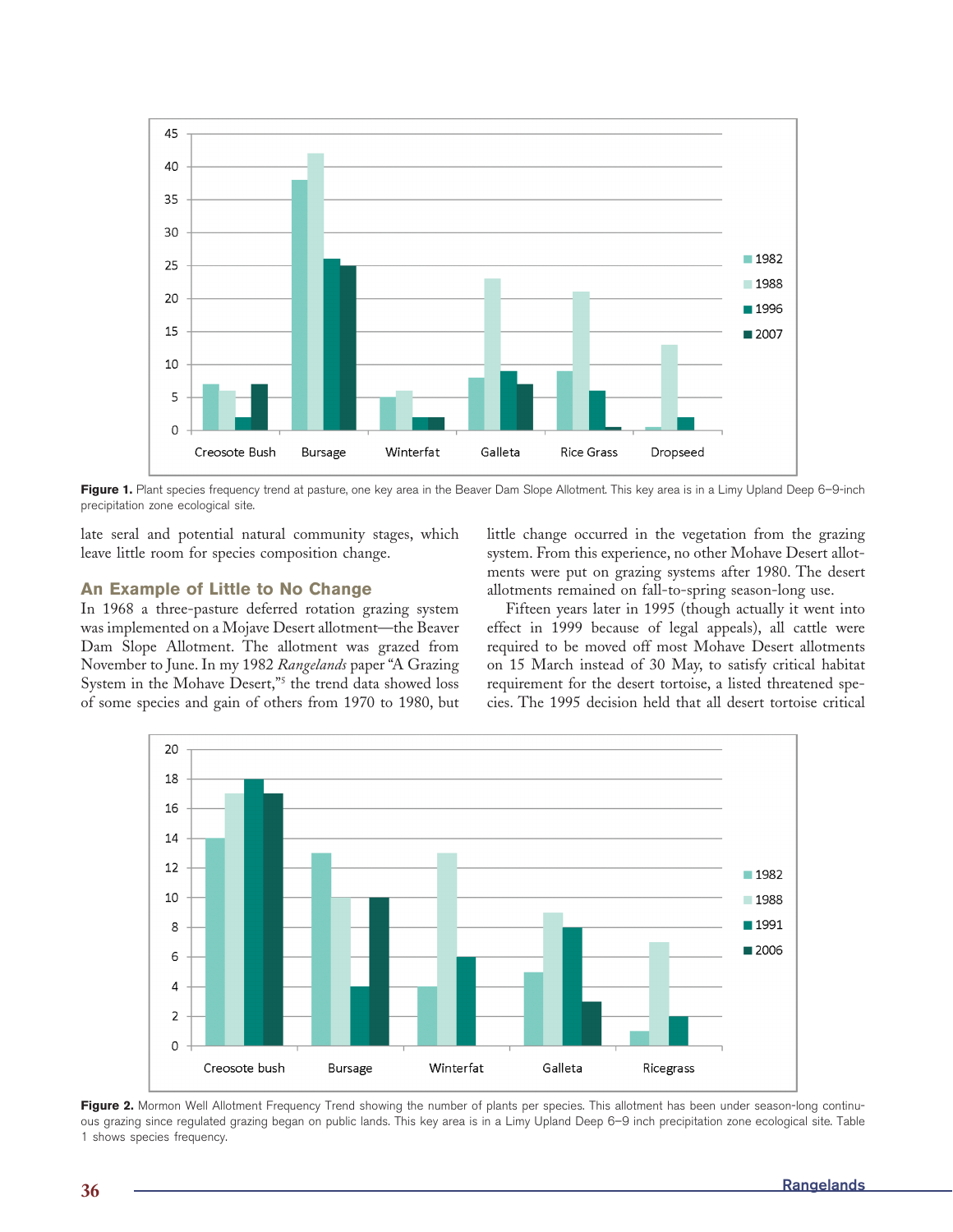**Figure 1.** Plant species frequency trend at pasture, one key area in the Beaver Dam Slope Allotment. This key area is in a Limy Upland Deep 6–9-inch precipitation zone ecological site.

late seral and potential natural community stages, which leave little room for species composition change.

## An Example of Little to No Change

In 1968 a three-pasture deferred rotation grazing system was implemented on a Mojave Desert allotment—the Beaver Dam Slope Allotment. The allotment was grazed from November to June. In my 1982 *Rangelands* paper "A Grazing System in the Mohave Desert,"[5] the trend data showed loss of some species and gain of others from 1970 to 1980, but little change occurred in the vegetation from the grazing system. From this experience, no other Mohave Desert allotments were put on grazing systems after 1980. The desert allotments remained on fall-to-spring season-long use.

Fifteen years later in 1995 (though actually it went into effect in 1999 because of legal appeals), all cattle were required to be moved off most Mohave Desert allotments on 15 March instead of 30 May, to satisfy critical habitat requirement for the desert tortoise, a listed threatened species. The 1995 decision held that all desert tortoise critical

**Figure 2.** Mormon Well Allotment Frequency Trend showing the number of plants per species. This allotment has been under season-long continuous grazing since regulated grazing began on public lands. This key area is in a Limy Upland Deep 6–9 inch precipitation zone ecological site. Table 1 shows species frequency.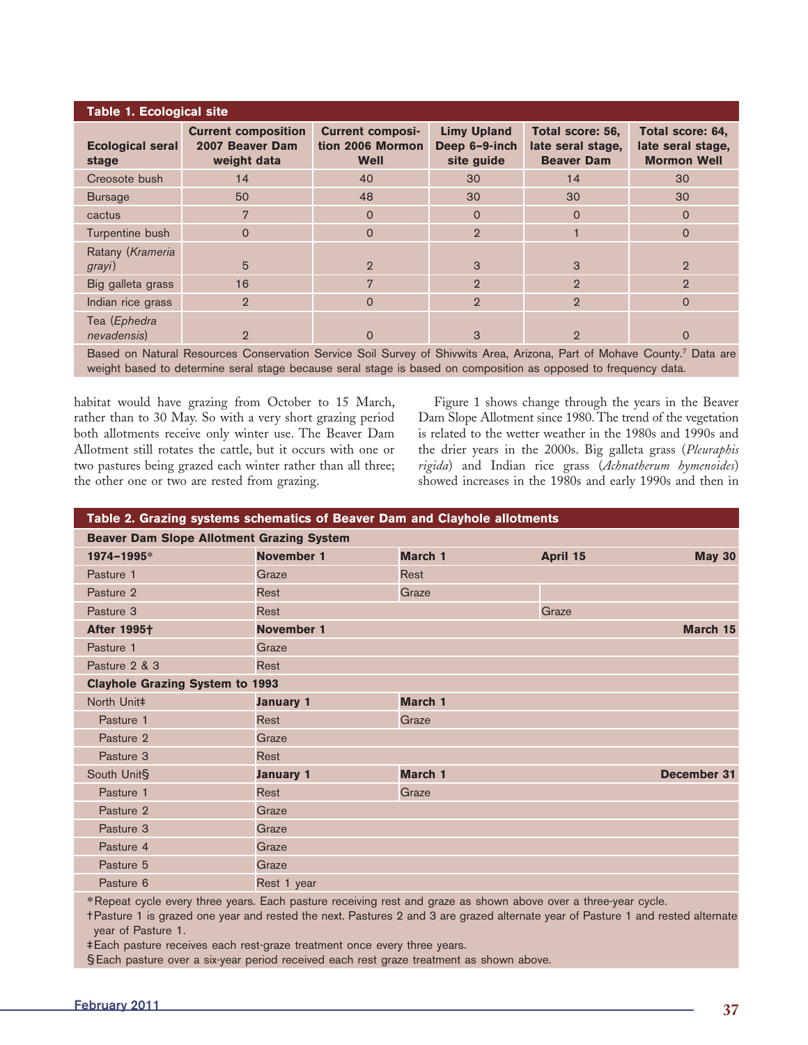**Table 1. Ecological site**

| Ecological seral stage | Current composition 2007 Beaver Dam weight data | Current composition 2006 Mormon Well | Limy Upland Deep 6–9-inch site guide | Total score: 56, late seral stage, Beaver Dam | Total score: 64, late seral stage, Mormon Well |
|---|---|---|---|---|---|
| Creosote bush | 14 | 40 | 30 | 14 | 30 |
| Bursage | 50 | 48 | 30 | 30 | 30 |
| cactus | 7 | 0 | 0 | 0 | 0 |
| Turpentine bush | 0 | 0 | 2 | 1 | 0 |
| Ratany (*Krameria grayi*) | 5 | 2 | 3 | 3 | 2 |
| Big galleta grass | 16 | 7 | 2 | 2 | 2 |
| Indian rice grass | 2 | 0 | 2 | 2 | 0 |
| Tea (*Ephedra nevadensis*) | 2 | 0 | 3 | 2 | 0 |

Based on Natural Resources Conservation Service Soil Survey of Shivwits Area, Arizona, Part of Mohave County.[7] Data are weight based to determine seral stage because seral stage is based on composition as opposed to frequency data.

habitat would have grazing from October to 15 March, rather than to 30 May. So with a very short grazing period both allotments receive only winter use. The Beaver Dam Allotment still rotates the cattle, but it occurs with one or two pastures being grazed each winter rather than all three; the other one or two are rested from grazing.

Figure 1 shows change through the years in the Beaver Dam Slope Allotment since 1980. The trend of the vegetation is related to the wetter weather in the 1980s and 1990s and the drier years in the 2000s. Big galleta grass (*Pleuraphis rigida*) and Indian rice grass (*Achnatherum hymenoides*) showed increases in the 1980s and early 1990s and then in

**Table 2. Grazing systems schematics of Beaver Dam and Clayhole allotments**

| **Beaver Dam Slope Allotment Grazing System** | | | | |
|---|---|---|---|---|
| **1974–1995*** | **November 1** | **March 1** | **April 15** | **May 30** |
| Pasture 1 | Graze | Rest | | |
| Pasture 2 | Rest | Graze | | |
| Pasture 3 | Rest | | Graze | |
| **After 1995†** | **November 1** | | | **March 15** |
| Pasture 1 | Graze | | | |
| Pasture 2 & 3 | Rest | | | |
| **Clayhole Grazing System to 1993** | | | | |
| North Unit‡ | **January 1** | **March 1** | | |
| Pasture 1 | Rest | Graze | | |
| Pasture 2 | Graze | | | |
| Pasture 3 | Rest | | | |
| South Unit§ | **January 1** | **March 1** | | **December 31** |
| Pasture 1 | Rest | Graze | | |
| Pasture 2 | Graze | | | |
| Pasture 3 | Graze | | | |
| Pasture 4 | Graze | | | |
| Pasture 5 | Graze | | | |
| Pasture 6 | Rest 1 year | | | |

*Repeat cycle every three years. Each pasture receiving rest and graze as shown above over a three-year cycle.

†Pasture 1 is grazed one year and rested the next. Pastures 2 and 3 are grazed alternate year of Pasture 1 and rested alternate year of Pasture 1.

‡Each pasture receives each rest-graze treatment once every three years.

§Each pasture over a six-year period received each rest graze treatment as shown above.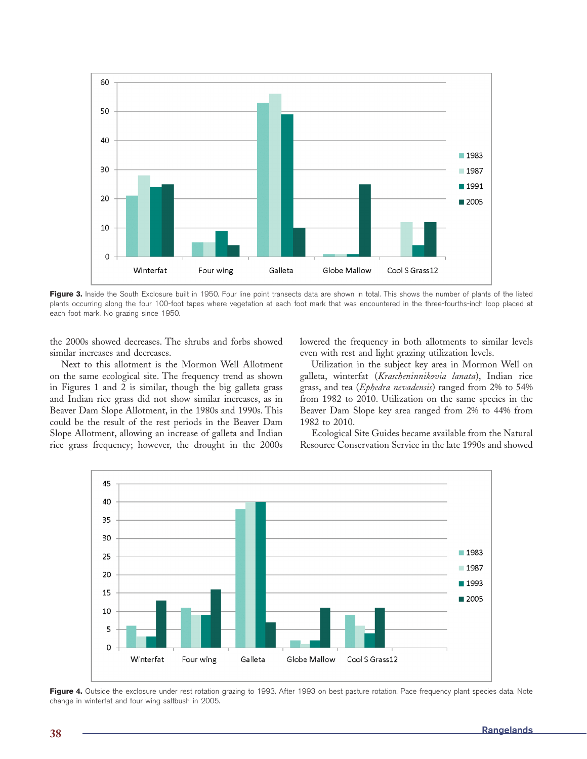**Figure 3.** Inside the South Exclosure built in 1950. Four line point transects data are shown in total. This shows the number of plants of the listed plants occurring along the four 100-foot tapes where vegetation at each foot mark that was encountered in the three-fourths-inch loop placed at each foot mark. No grazing since 1950.

the 2000s showed decreases. The shrubs and forbs showed similar increases and decreases.

Next to this allotment is the Mormon Well Allotment on the same ecological site. The frequency trend as shown in Figures 1 and 2 is similar, though the big galleta grass and Indian rice grass did not show similar increases, as in Beaver Dam Slope Allotment, in the 1980s and 1990s. This could be the result of the rest periods in the Beaver Dam Slope Allotment, allowing an increase of galleta and Indian rice grass frequency; however, the drought in the 2000s lowered the frequency in both allotments to similar levels even with rest and light grazing utilization levels.

Utilization in the subject key area in Mormon Well on galleta, winterfat (*Krascheninnikovia lanata*), Indian rice grass, and tea (*Ephedra nevadensis*) ranged from 2% to 54% from 1982 to 2010. Utilization on the same species in the Beaver Dam Slope key area ranged from 2% to 44% from 1982 to 2010.

Ecological Site Guides became available from the Natural Resource Conservation Service in the late 1990s and showed

**Figure 4.** Outside the exclosure under rest rotation grazing to 1993. After 1993 on best pasture rotation. Pace frequency plant species data. Note change in winterfat and four wing saltbush in 2005.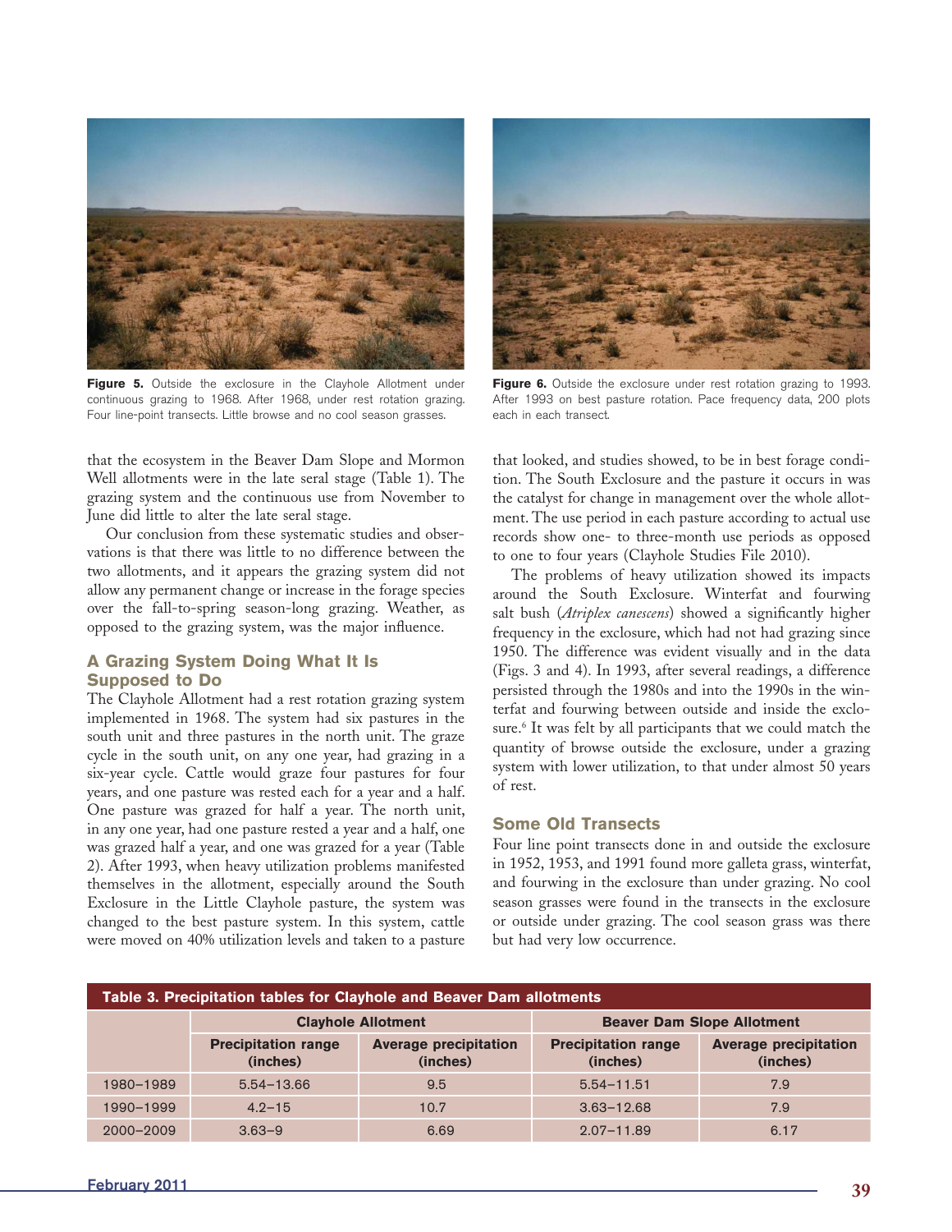**Figure 5.** Outside the exclosure in the Clayhole Allotment under continuous grazing to 1968. After 1968, under rest rotation grazing. Four line-point transects. Little browse and no cool season grasses.

**Figure 6.** Outside the exclosure under rest rotation grazing to 1993. After 1993 on best pasture rotation. Pace frequency data, 200 plots each in each transect.

that the ecosystem in the Beaver Dam Slope and Mormon Well allotments were in the late seral stage (Table 1). The grazing system and the continuous use from November to June did little to alter the late seral stage.

Our conclusion from these systematic studies and observations is that there was little to no difference between the two allotments, and it appears the grazing system did not allow any permanent change or increase in the forage species over the fall-to-spring season-long grazing. Weather, as opposed to the grazing system, was the major influence.

## A Grazing System Doing What It Is Supposed to Do

The Clayhole Allotment had a rest rotation grazing system implemented in 1968. The system had six pastures in the south unit and three pastures in the north unit. The graze cycle in the south unit, on any one year, had grazing in a six-year cycle. Cattle would graze four pastures for four years, and one pasture was rested each for a year and a half. One pasture was grazed for half a year. The north unit, in any one year, had one pasture rested a year and a half, one was grazed half a year, and one was grazed for a year (Table 2). After 1993, when heavy utilization problems manifested themselves in the allotment, especially around the South Exclosure in the Little Clayhole pasture, the system was changed to the best pasture system. In this system, cattle were moved on 40% utilization levels and taken to a pasture that looked, and studies showed, to be in best forage condition. The South Exclosure and the pasture it occurs in was the catalyst for change in management over the whole allotment. The use period in each pasture according to actual use records show one- to three-month use periods as opposed to one to four years (Clayhole Studies File 2010).

The problems of heavy utilization showed its impacts around the South Exclosure. Winterfat and fourwing salt bush (*Atriplex canescens*) showed a significantly higher frequency in the exclosure, which had not had grazing since 1950. The difference was evident visually and in the data (Figs. 3 and 4). In 1993, after several readings, a difference persisted through the 1980s and into the 1990s in the winterfat and fourwing between outside and inside the exclosure.[6] It was felt by all participants that we could match the quantity of browse outside the exclosure, under a grazing system with lower utilization, to that under almost 50 years of rest.

## Some Old Transects

Four line point transects done in and outside the exclosure in 1952, 1953, and 1991 found more galleta grass, winterfat, and fourwing in the exclosure than under grazing. No cool season grasses were found in the transects in the exclosure or outside under grazing. The cool season grass was there but had very low occurrence.

**Table 3. Precipitation tables for Clayhole and Beaver Dam allotments**

| | Clayhole Allotment | | Beaver Dam Slope Allotment | |
|---|---|---|---|---|
| | Precipitation range (inches) | Average precipitation (inches) | Precipitation range (inches) | Average precipitation (inches) |
| 1980–1989 | 5.54–13.66 | 9.5 | 5.54–11.51 | 7.9 |
| 1990–1999 | 4.2–15 | 10.7 | 3.63–12.68 | 7.9 |
| 2000–2009 | 3.63–9 | 6.69 | 2.07–11.89 | 6.17 |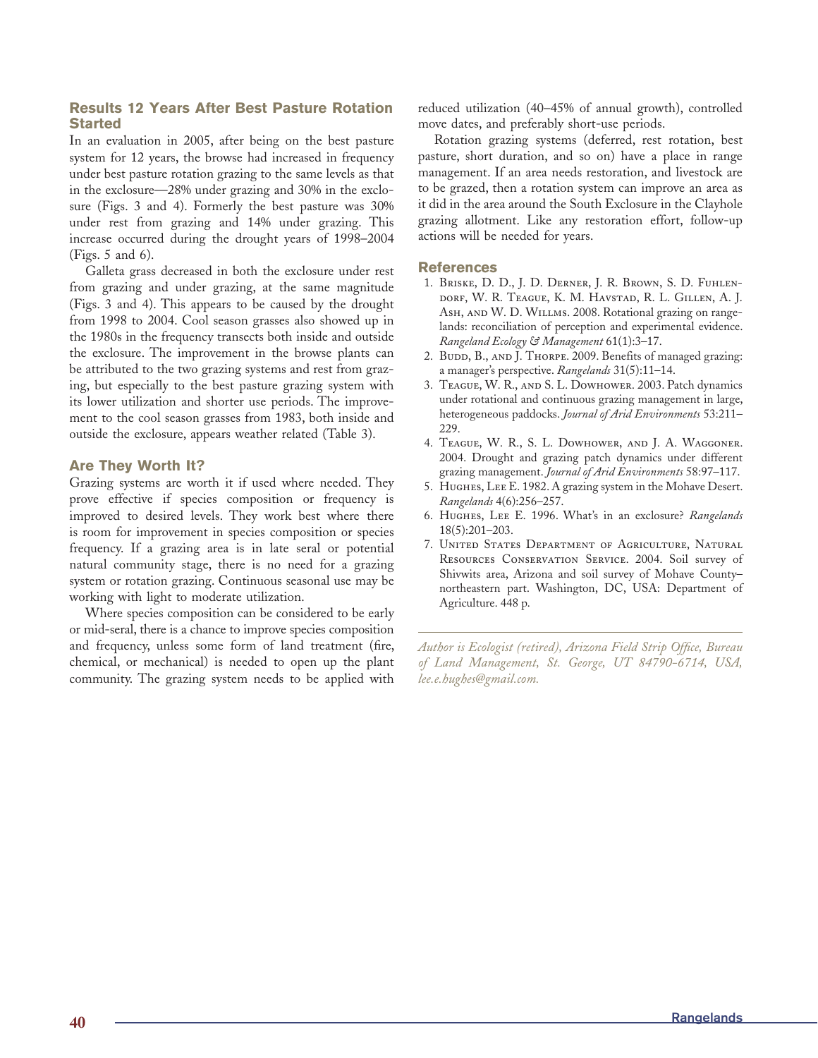## Results 12 Years After Best Pasture Rotation Started

In an evaluation in 2005, after being on the best pasture system for 12 years, the browse had increased in frequency under best pasture rotation grazing to the same levels as that in the exclosure—28% under grazing and 30% in the exclosure (Figs. 3 and 4). Formerly the best pasture was 30% under rest from grazing and 14% under grazing. This increase occurred during the drought years of 1998–2004 (Figs. 5 and 6).

Galleta grass decreased in both the exclosure under rest from grazing and under grazing, at the same magnitude (Figs. 3 and 4). This appears to be caused by the drought from 1998 to 2004. Cool season grasses also showed up in the 1980s in the frequency transects both inside and outside the exclosure. The improvement in the browse plants can be attributed to the two grazing systems and rest from grazing, but especially to the best pasture grazing system with its lower utilization and shorter use periods. The improvement to the cool season grasses from 1983, both inside and outside the exclosure, appears weather related (Table 3).

## Are They Worth It?

Grazing systems are worth it if used where needed. They prove effective if species composition or frequency is improved to desired levels. They work best where there is room for improvement in species composition or species frequency. If a grazing area is in late seral or potential natural community stage, there is no need for a grazing system or rotation grazing. Continuous seasonal use may be working with light to moderate utilization.

Where species composition can be considered to be early or mid-seral, there is a chance to improve species composition and frequency, unless some form of land treatment (fire, chemical, or mechanical) is needed to open up the plant community. The grazing system needs to be applied with reduced utilization (40–45% of annual growth), controlled move dates, and preferably short-use periods.

Rotation grazing systems (deferred, rest rotation, best pasture, short duration, and so on) have a place in range management. If an area needs restoration, and livestock are to be grazed, then a rotation system can improve an area as it did in the area around the South Exclosure in the Clayhole grazing allotment. Like any restoration effort, follow-up actions will be needed for years.

## References

1. Briske, D. D., J. D. Derner, J. R. Brown, S. D. Fuhlendorf, W. R. Teague, K. M. Havstad, R. L. Gillen, A. J. Ash, and W. D. Willms. 2008. Rotational grazing on rangelands: reconciliation of perception and experimental evidence. *Rangeland Ecology & Management* 61(1):3–17.
2. Budd, B., and J. Thorpe. 2009. Benefits of managed grazing: a manager's perspective. *Rangelands* 31(5):11–14.
3. Teague, W. R., and S. L. Dowhower. 2003. Patch dynamics under rotational and continuous grazing management in large, heterogeneous paddocks. *Journal of Arid Environments* 53:211–229.
4. Teague, W. R., S. L. Dowhower, and J. A. Waggoner. 2004. Drought and grazing patch dynamics under different grazing management. *Journal of Arid Environments* 58:97–117.
5. Hughes, Lee E. 1982. A grazing system in the Mohave Desert. *Rangelands* 4(6):256–257.
6. Hughes, Lee E. 1996. What's in an exclosure? *Rangelands* 18(5):201–203.
7. United States Department of Agriculture, Natural Resources Conservation Service. 2004. Soil survey of Shivwits area, Arizona and soil survey of Mohave County–northeastern part. Washington, DC, USA: Department of Agriculture. 448 p.

---

*Author is Ecologist (retired), Arizona Field Strip Office, Bureau of Land Management, St. George, UT 84790-6714, USA, lee.e.hughes@gmail.com.*